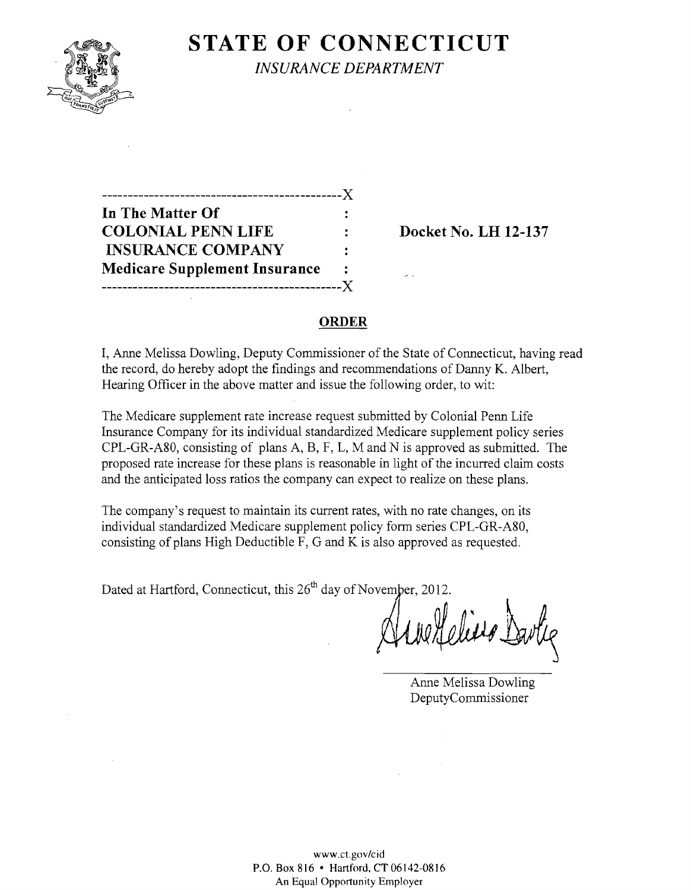# STATE OF CONNECTICUT

*INSURANCE DEPARTMENT*

```
----------------------------------------------X
In The Matter Of                              :
COLONIAL PENN LIFE                            :
 INSURANCE COMPANY                            :
Medicare Supplement Insurance                 :
----------------------------------------------X
```

**Docket No. LH 12-137**

## ORDER

I, Anne Melissa Dowling, Deputy Commissioner of the State of Connecticut, having read the record, do hereby adopt the findings and recommendations of Danny K. Albert, Hearing Officer in the above matter and issue the following order, to wit:

The Medicare supplement rate increase request submitted by Colonial Penn Life Insurance Company for its individual standardized Medicare supplement policy series CPL-GR-A80, consisting of plans A, B, F, L, M and N is approved as submitted. The proposed rate increase for these plans is reasonable in light of the incurred claim costs and the anticipated loss ratios the company can expect to realize on these plans.

The company's request to maintain its current rates, with no rate changes, on its individual standardized Medicare supplement policy form series CPL-GR-A80, consisting of plans High Deductible F, G and K is also approved as requested.

Dated at Hartford, Connecticut, this 26th day of November, 2012.

Anne Melissa Dowling
DeputyCommissioner

www.ct.gov/cid
P.O. Box 816 • Hartford, CT 06142-0816
An Equal Opportunity Employer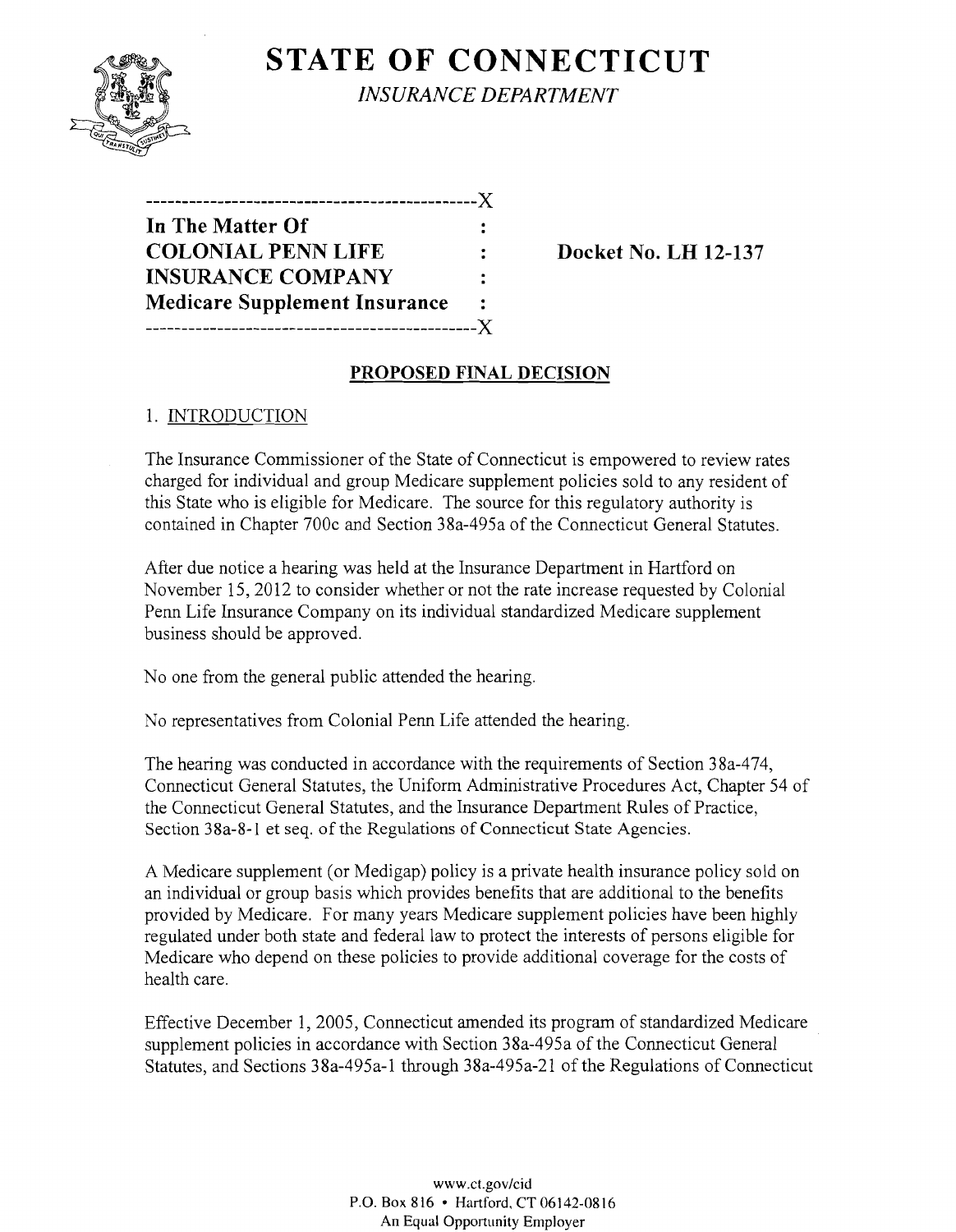# STATE OF CONNECTICUT

*INSURANCE DEPARTMENT*

```
---------------------------------------------X
In The Matter Of                             :
COLONIAL PENN LIFE                           :     Docket No. LH 12-137
INSURANCE COMPANY                            :
Medicare Supplement Insurance                :
---------------------------------------------X
```

**In The Matter Of**
**COLONIAL PENN LIFE INSURANCE COMPANY**
**Medicare Supplement Insurance**

**Docket No. LH 12-137**

## PROPOSED FINAL DECISION

### 1. INTRODUCTION

The Insurance Commissioner of the State of Connecticut is empowered to review rates charged for individual and group Medicare supplement policies sold to any resident of this State who is eligible for Medicare. The source for this regulatory authority is contained in Chapter 700c and Section 38a-495a of the Connecticut General Statutes.

After due notice a hearing was held at the Insurance Department in Hartford on November 15, 2012 to consider whether or not the rate increase requested by Colonial Penn Life Insurance Company on its individual standardized Medicare supplement business should be approved.

No one from the general public attended the hearing.

No representatives from Colonial Penn Life attended the hearing.

The hearing was conducted in accordance with the requirements of Section 38a-474, Connecticut General Statutes, the Uniform Administrative Procedures Act, Chapter 54 of the Connecticut General Statutes, and the Insurance Department Rules of Practice, Section 38a-8-1 et seq. of the Regulations of Connecticut State Agencies.

A Medicare supplement (or Medigap) policy is a private health insurance policy sold on an individual or group basis which provides benefits that are additional to the benefits provided by Medicare. For many years Medicare supplement policies have been highly regulated under both state and federal law to protect the interests of persons eligible for Medicare who depend on these policies to provide additional coverage for the costs of health care.

Effective December 1, 2005, Connecticut amended its program of standardized Medicare supplement policies in accordance with Section 38a-495a of the Connecticut General Statutes, and Sections 38a-495a-1 through 38a-495a-21 of the Regulations of Connecticut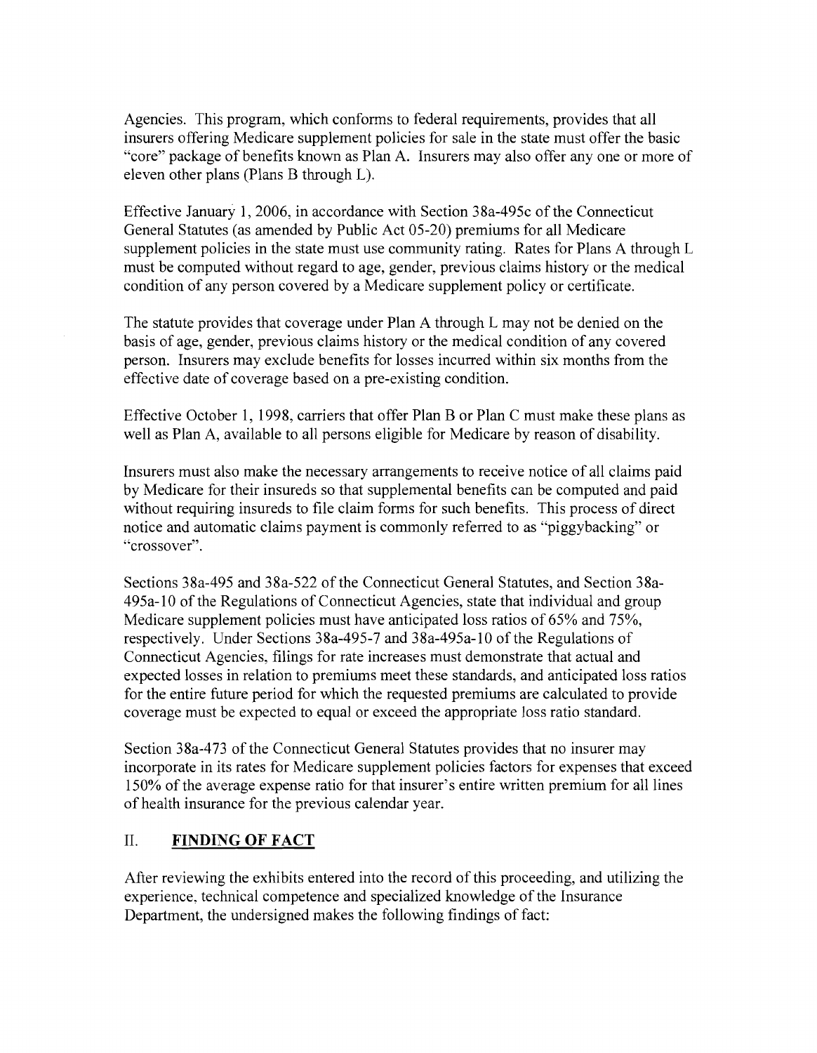Agencies. This program, which conforms to federal requirements, provides that all insurers offering Medicare supplement policies for sale in the state must offer the basic "core" package of benefits known as Plan A. Insurers may also offer any one or more of eleven other plans (Plans B through L).

Effective January 1, 2006, in accordance with Section 38a-495c of the Connecticut General Statutes (as amended by Public Act 05-20) premiums for all Medicare supplement policies in the state must use community rating. Rates for Plans A through L must be computed without regard to age, gender, previous claims history or the medical condition of any person covered by a Medicare supplement policy or certificate.

The statute provides that coverage under Plan A through L may not be denied on the basis of age, gender, previous claims history or the medical condition of any covered person. Insurers may exclude benefits for losses incurred within six months from the effective date of coverage based on a pre-existing condition.

Effective October 1, 1998, carriers that offer Plan B or Plan C must make these plans as well as Plan A, available to all persons eligible for Medicare by reason of disability.

Insurers must also make the necessary arrangements to receive notice of all claims paid by Medicare for their insureds so that supplemental benefits can be computed and paid without requiring insureds to file claim forms for such benefits. This process of direct notice and automatic claims payment is commonly referred to as "piggybacking" or "crossover".

Sections 38a-495 and 38a-522 of the Connecticut General Statutes, and Section 38a-495a-10 of the Regulations of Connecticut Agencies, state that individual and group Medicare supplement policies must have anticipated loss ratios of 65% and 75%, respectively. Under Sections 38a-495-7 and 38a-495a-10 of the Regulations of Connecticut Agencies, filings for rate increases must demonstrate that actual and expected losses in relation to premiums meet these standards, and anticipated loss ratios for the entire future period for which the requested premiums are calculated to provide coverage must be expected to equal or exceed the appropriate loss ratio standard.

Section 38a-473 of the Connecticut General Statutes provides that no insurer may incorporate in its rates for Medicare supplement policies factors for expenses that exceed 150% of the average expense ratio for that insurer's entire written premium for all lines of health insurance for the previous calendar year.

## II. **FINDING OF FACT**

After reviewing the exhibits entered into the record of this proceeding, and utilizing the experience, technical competence and specialized knowledge of the Insurance Department, the undersigned makes the following findings of fact: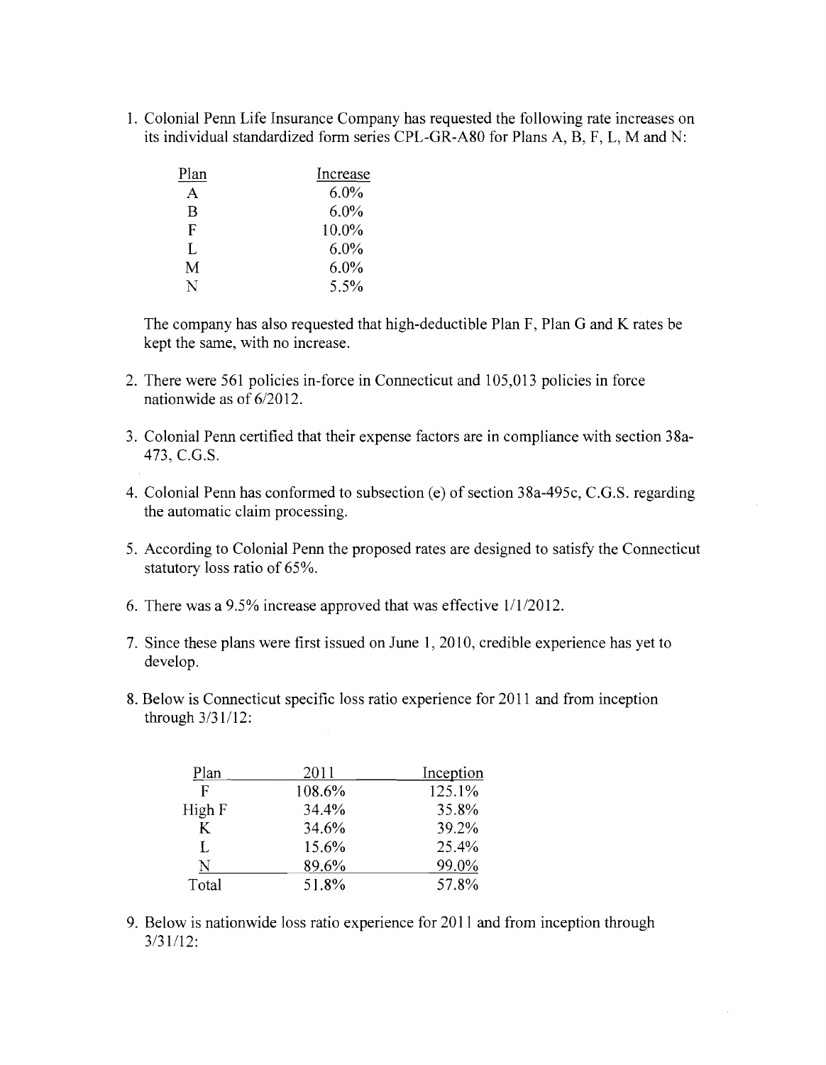1. Colonial Penn Life Insurance Company has requested the following rate increases on its individual standardized form series CPL-GR-A80 for Plans A, B, F, L, M and N:

| Plan | Increase |
|---|---|
| A | 6.0% |
| B | 6.0% |
| F | 10.0% |
| L | 6.0% |
| M | 6.0% |
| N | 5.5% |

   The company has also requested that high-deductible Plan F, Plan G and K rates be kept the same, with no increase.

2. There were 561 policies in-force in Connecticut and 105,013 policies in force nationwide as of 6/2012.

3. Colonial Penn certified that their expense factors are in compliance with section 38a-473, C.G.S.

4. Colonial Penn has conformed to subsection (e) of section 38a-495c, C.G.S. regarding the automatic claim processing.

5. According to Colonial Penn the proposed rates are designed to satisfy the Connecticut statutory loss ratio of 65%.

6. There was a 9.5% increase approved that was effective 1/1/2012.

7. Since these plans were first issued on June 1, 2010, credible experience has yet to develop.

8. Below is Connecticut specific loss ratio experience for 2011 and from inception through 3/31/12:

| Plan | 2011 | Inception |
|---|---|---|
| F | 108.6% | 125.1% |
| High F | 34.4% | 35.8% |
| K | 34.6% | 39.2% |
| L | 15.6% | 25.4% |
| N | 89.6% | 99.0% |
| Total | 51.8% | 57.8% |

9. Below is nationwide loss ratio experience for 2011 and from inception through 3/31/12: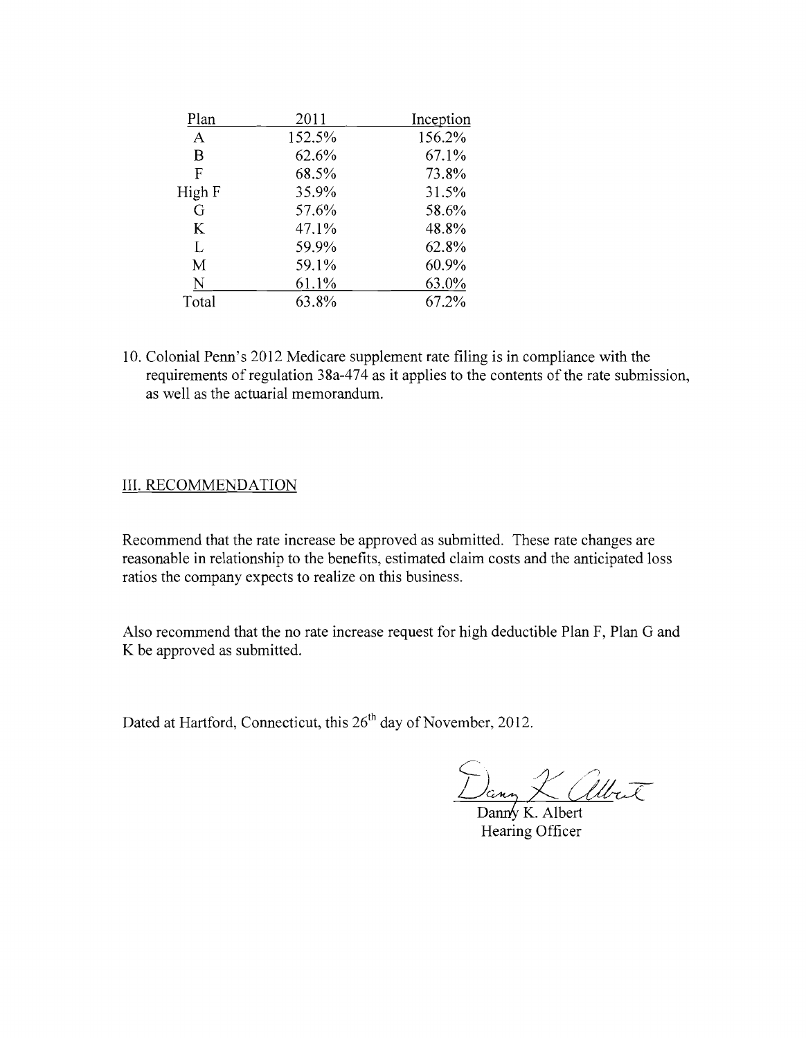| Plan | 2011 | Inception |
|---|---|---|
| A | 152.5% | 156.2% |
| B | 62.6% | 67.1% |
| F | 68.5% | 73.8% |
| High F | 35.9% | 31.5% |
| G | 57.6% | 58.6% |
| K | 47.1% | 48.8% |
| L | 59.9% | 62.8% |
| M | 59.1% | 60.9% |
| N | 61.1% | 63.0% |
| Total | 63.8% | 67.2% |

10. Colonial Penn's 2012 Medicare supplement rate filing is in compliance with the requirements of regulation 38a-474 as it applies to the contents of the rate submission, as well as the actuarial memorandum.

## III. RECOMMENDATION

Recommend that the rate increase be approved as submitted. These rate changes are reasonable in relationship to the benefits, estimated claim costs and the anticipated loss ratios the company expects to realize on this business.

Also recommend that the no rate increase request for high deductible Plan F, Plan G and K be approved as submitted.

Dated at Hartford, Connecticut, this 26th day of November, 2012.

Danny K. Albert
Hearing Officer